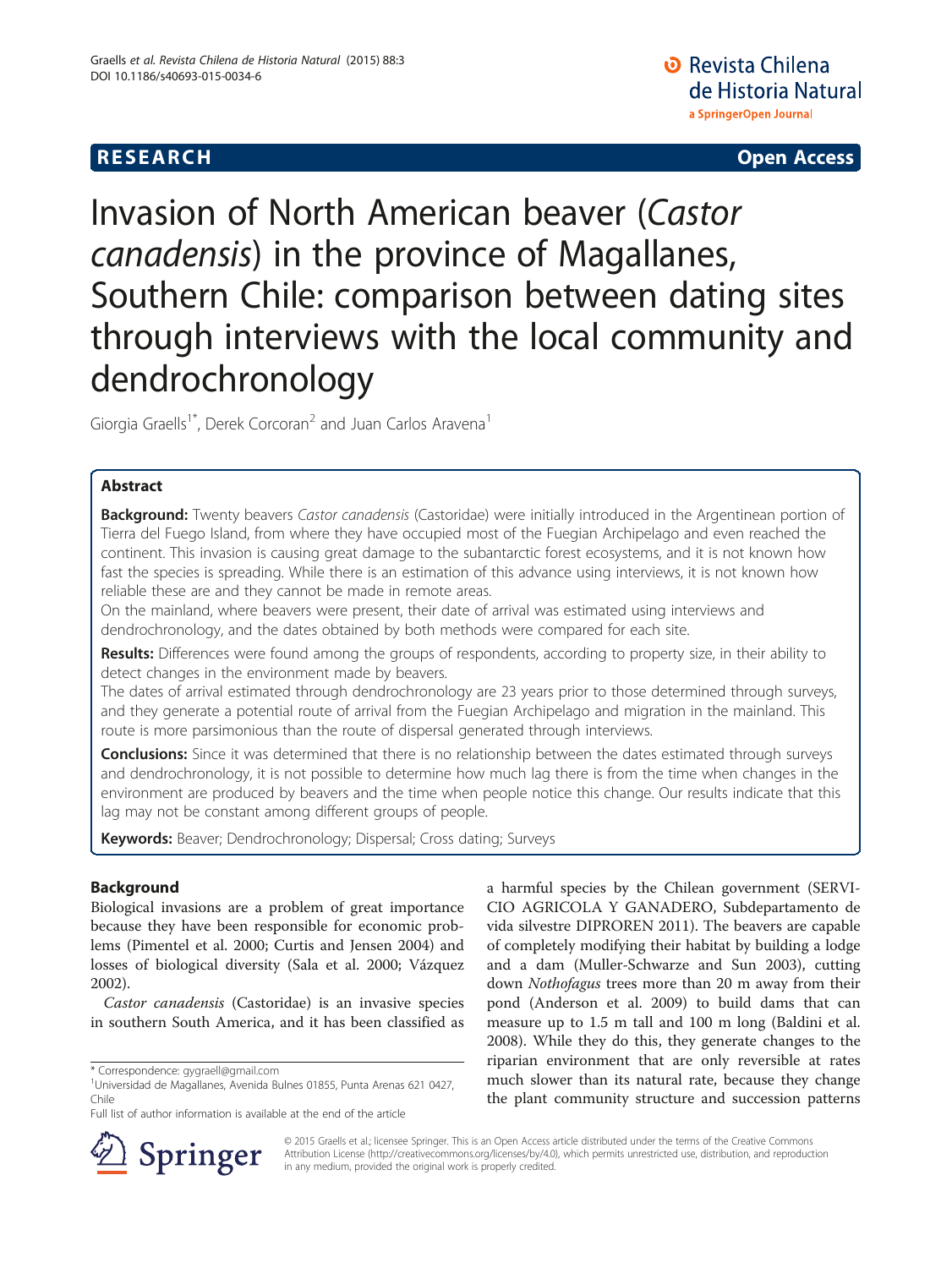RESEARCH Open Access

# Invasion of North American beaver (*Castor canadensis*) in the province of Magallanes, Southern Chile: comparison between dating sites through interviews with the local community and dendrochronology

Giorgia Graells[1*], Derek Corcoran[2] and Juan Carlos Aravena[1]

## Abstract

**Background:** Twenty beavers *Castor canadensis* (Castoridae) were initially introduced in the Argentinean portion of Tierra del Fuego Island, from where they have occupied most of the Fuegian Archipelago and even reached the continent. This invasion is causing great damage to the subantarctic forest ecosystems, and it is not known how fast the species is spreading. While there is an estimation of this advance using interviews, it is not known how reliable these are and they cannot be made in remote areas.

On the mainland, where beavers were present, their date of arrival was estimated using interviews and dendrochronology, and the dates obtained by both methods were compared for each site.

**Results:** Differences were found among the groups of respondents, according to property size, in their ability to detect changes in the environment made by beavers.

The dates of arrival estimated through dendrochronology are 23 years prior to those determined through surveys, and they generate a potential route of arrival from the Fuegian Archipelago and migration in the mainland. This route is more parsimonious than the route of dispersal generated through interviews.

**Conclusions:** Since it was determined that there is no relationship between the dates estimated through surveys and dendrochronology, it is not possible to determine how much lag there is from the time when changes in the environment are produced by beavers and the time when people notice this change. Our results indicate that this lag may not be constant among different groups of people.

**Keywords:** Beaver; Dendrochronology; Dispersal; Cross dating; Surveys

## Background

Biological invasions are a problem of great importance because they have been responsible for economic problems (Pimentel et al. 2000; Curtis and Jensen 2004) and losses of biological diversity (Sala et al. 2000; Vázquez 2002).

*Castor canadensis* (Castoridae) is an invasive species in southern South America, and it has been classified as a harmful species by the Chilean government (SERVICIO AGRICOLA Y GANADERO, Subdepartamento de vida silvestre DIPROREN 2011). The beavers are capable of completely modifying their habitat by building a lodge and a dam (Muller-Schwarze and Sun 2003), cutting down *Nothofagus* trees more than 20 m away from their pond (Anderson et al. 2009) to build dams that can measure up to 1.5 m tall and 100 m long (Baldini et al. 2008). While they do this, they generate changes to the riparian environment that are only reversible at rates much slower than its natural rate, because they change the plant community structure and succession patterns

\* Correspondence: gygraell@gmail.com
[1]Universidad de Magallanes, Avenida Bulnes 01855, Punta Arenas 621 0427, Chile
Full list of author information is available at the end of the article

© 2015 Graells et al.; licensee Springer. This is an Open Access article distributed under the terms of the Creative Commons Attribution License (http://creativecommons.org/licenses/by/4.0), which permits unrestricted use, distribution, and reproduction in any medium, provided the original work is properly credited.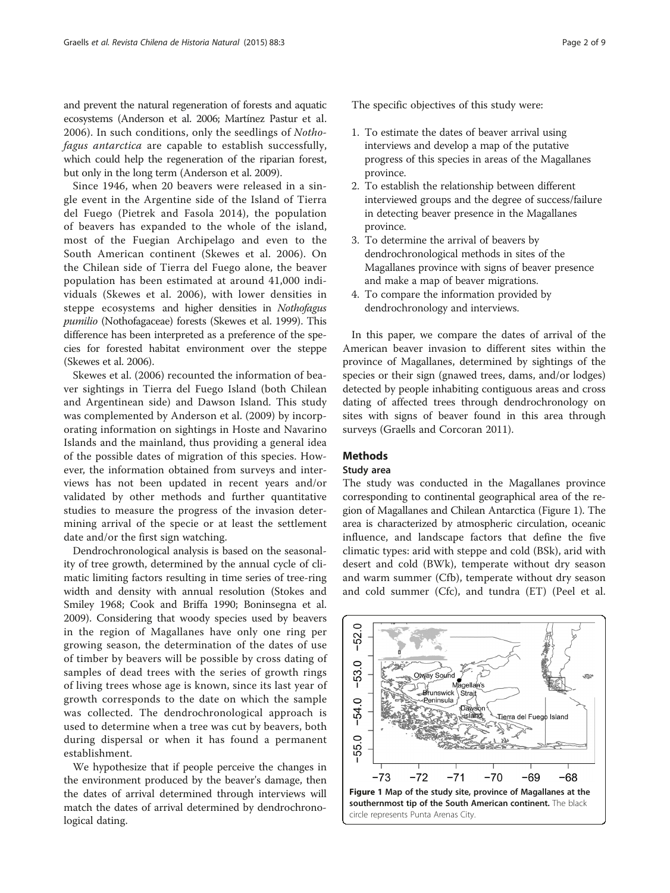and prevent the natural regeneration of forests and aquatic ecosystems (Anderson et al. 2006; Martínez Pastur et al. 2006). In such conditions, only the seedlings of *Nothofagus antarctica* are capable to establish successfully, which could help the regeneration of the riparian forest, but only in the long term (Anderson et al. 2009).

Since 1946, when 20 beavers were released in a single event in the Argentine side of the Island of Tierra del Fuego (Pietrek and Fasola 2014), the population of beavers has expanded to the whole of the island, most of the Fuegian Archipelago and even to the South American continent (Skewes et al. 2006). On the Chilean side of Tierra del Fuego alone, the beaver population has been estimated at around 41,000 individuals (Skewes et al. 2006), with lower densities in steppe ecosystems and higher densities in *Nothofagus pumilio* (Nothofagaceae) forests (Skewes et al. 1999). This difference has been interpreted as a preference of the species for forested habitat environment over the steppe (Skewes et al. 2006).

Skewes et al. (2006) recounted the information of beaver sightings in Tierra del Fuego Island (both Chilean and Argentinean side) and Dawson Island. This study was complemented by Anderson et al. (2009) by incorporating information on sightings in Hoste and Navarino Islands and the mainland, thus providing a general idea of the possible dates of migration of this species. However, the information obtained from surveys and interviews has not been updated in recent years and/or validated by other methods and further quantitative studies to measure the progress of the invasion determining arrival of the specie or at least the settlement date and/or the first sign watching.

Dendrochronological analysis is based on the seasonality of tree growth, determined by the annual cycle of climatic limiting factors resulting in time series of tree-ring width and density with annual resolution (Stokes and Smiley 1968; Cook and Briffa 1990; Boninsegna et al. 2009). Considering that woody species used by beavers in the region of Magallanes have only one ring per growing season, the determination of the dates of use of timber by beavers will be possible by cross dating of samples of dead trees with the series of growth rings of living trees whose age is known, since its last year of growth corresponds to the date on which the sample was collected. The dendrochronological approach is used to determine when a tree was cut by beavers, both during dispersal or when it has found a permanent establishment.

We hypothesize that if people perceive the changes in the environment produced by the beaver's damage, then the dates of arrival determined through interviews will match the dates of arrival determined by dendrochronological dating.

The specific objectives of this study were:

1. To estimate the dates of beaver arrival using interviews and develop a map of the putative progress of this species in areas of the Magallanes province.
2. To establish the relationship between different interviewed groups and the degree of success/failure in detecting beaver presence in the Magallanes province.
3. To determine the arrival of beavers by dendrochronological methods in sites of the Magallanes province with signs of beaver presence and make a map of beaver migrations.
4. To compare the information provided by dendrochronology and interviews.

In this paper, we compare the dates of arrival of the American beaver invasion to different sites within the province of Magallanes, determined by sightings of the species or their sign (gnawed trees, dams, and/or lodges) detected by people inhabiting contiguous areas and cross dating of affected trees through dendrochronology on sites with signs of beaver found in this area through surveys (Graells and Corcoran 2011).

## Methods

### Study area

The study was conducted in the Magallanes province corresponding to continental geographical area of the region of Magallanes and Chilean Antarctica (Figure 1). The area is characterized by atmospheric circulation, oceanic influence, and landscape factors that define the five climatic types: arid with steppe and cold (BSk), arid with desert and cold (BWk), temperate without dry season and warm summer (Cfb), temperate without dry season and cold summer (Cfc), and tundra (ET) (Peel et al.

**Figure 1 Map of the study site, province of Magallanes at the southernmost tip of the South American continent.** The black circle represents Punta Arenas City.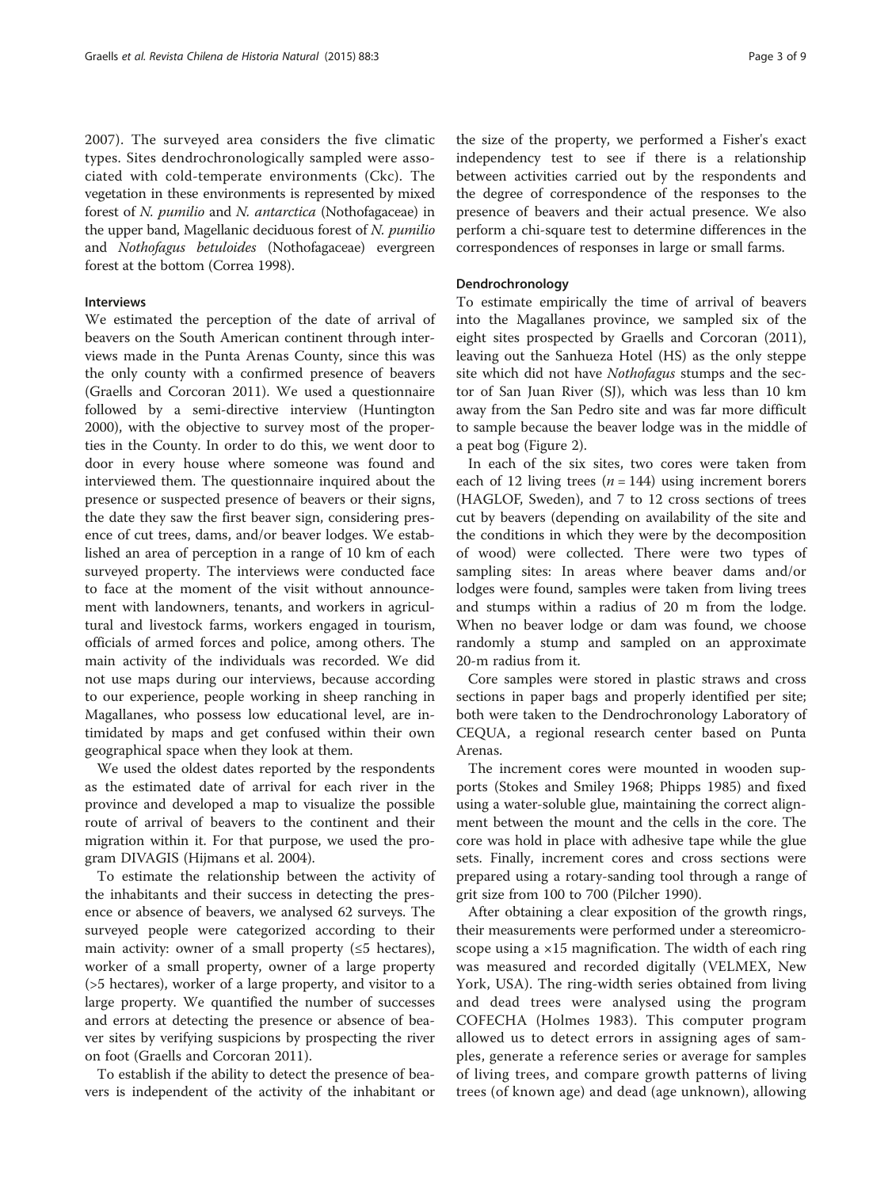2007). The surveyed area considers the five climatic types. Sites dendrochronologically sampled were associated with cold-temperate environments (Ckc). The vegetation in these environments is represented by mixed forest of *N. pumilio* and *N. antarctica* (Nothofagaceae) in the upper band, Magellanic deciduous forest of *N. pumilio* and *Nothofagus betuloides* (Nothofagaceae) evergreen forest at the bottom (Correa 1998).

### Interviews

We estimated the perception of the date of arrival of beavers on the South American continent through interviews made in the Punta Arenas County, since this was the only county with a confirmed presence of beavers (Graells and Corcoran 2011). We used a questionnaire followed by a semi-directive interview (Huntington 2000), with the objective to survey most of the properties in the County. In order to do this, we went door to door in every house where someone was found and interviewed them. The questionnaire inquired about the presence or suspected presence of beavers or their signs, the date they saw the first beaver sign, considering presence of cut trees, dams, and/or beaver lodges. We established an area of perception in a range of 10 km of each surveyed property. The interviews were conducted face to face at the moment of the visit without announcement with landowners, tenants, and workers in agricultural and livestock farms, workers engaged in tourism, officials of armed forces and police, among others. The main activity of the individuals was recorded. We did not use maps during our interviews, because according to our experience, people working in sheep ranching in Magallanes, who possess low educational level, are intimidated by maps and get confused within their own geographical space when they look at them.

We used the oldest dates reported by the respondents as the estimated date of arrival for each river in the province and developed a map to visualize the possible route of arrival of beavers to the continent and their migration within it. For that purpose, we used the program DIVAGIS (Hijmans et al. 2004).

To estimate the relationship between the activity of the inhabitants and their success in detecting the presence or absence of beavers, we analysed 62 surveys. The surveyed people were categorized according to their main activity: owner of a small property (≤5 hectares), worker of a small property, owner of a large property (>5 hectares), worker of a large property, and visitor to a large property. We quantified the number of successes and errors at detecting the presence or absence of beaver sites by verifying suspicions by prospecting the river on foot (Graells and Corcoran 2011).

To establish if the ability to detect the presence of beavers is independent of the activity of the inhabitant or the size of the property, we performed a Fisher's exact independency test to see if there is a relationship between activities carried out by the respondents and the degree of correspondence of the responses to the presence of beavers and their actual presence. We also perform a chi-square test to determine differences in the correspondences of responses in large or small farms.

### Dendrochronology

To estimate empirically the time of arrival of beavers into the Magallanes province, we sampled six of the eight sites prospected by Graells and Corcoran (2011), leaving out the Sanhueza Hotel (HS) as the only steppe site which did not have *Nothofagus* stumps and the sector of San Juan River (SJ), which was less than 10 km away from the San Pedro site and was far more difficult to sample because the beaver lodge was in the middle of a peat bog (Figure 2).

In each of the six sites, two cores were taken from each of 12 living trees ($n = 144$) using increment borers (HAGLOF, Sweden), and 7 to 12 cross sections of trees cut by beavers (depending on availability of the site and the conditions in which they were by the decomposition of wood) were collected. There were two types of sampling sites: In areas where beaver dams and/or lodges were found, samples were taken from living trees and stumps within a radius of 20 m from the lodge. When no beaver lodge or dam was found, we choose randomly a stump and sampled on an approximate 20-m radius from it.

Core samples were stored in plastic straws and cross sections in paper bags and properly identified per site; both were taken to the Dendrochronology Laboratory of CEQUA, a regional research center based on Punta Arenas.

The increment cores were mounted in wooden supports (Stokes and Smiley 1968; Phipps 1985) and fixed using a water-soluble glue, maintaining the correct alignment between the mount and the cells in the core. The core was hold in place with adhesive tape while the glue sets. Finally, increment cores and cross sections were prepared using a rotary-sanding tool through a range of grit size from 100 to 700 (Pilcher 1990).

After obtaining a clear exposition of the growth rings, their measurements were performed under a stereomicroscope using a ×15 magnification. The width of each ring was measured and recorded digitally (VELMEX, New York, USA). The ring-width series obtained from living and dead trees were analysed using the program COFECHA (Holmes 1983). This computer program allowed us to detect errors in assigning ages of samples, generate a reference series or average for samples of living trees, and compare growth patterns of living trees (of known age) and dead (age unknown), allowing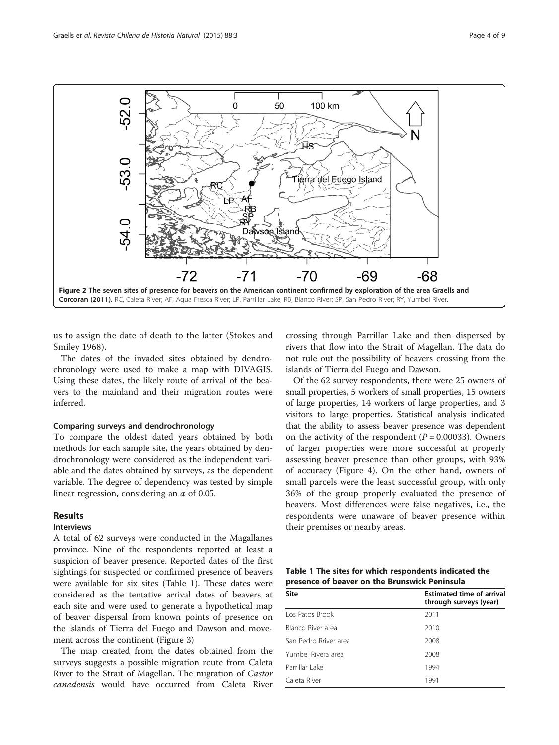**Figure 2 The seven sites of presence for beavers on the American continent confirmed by exploration of the area Graells and Corcoran (2011).** RC, Caleta River; AF, Agua Fresca River; LP, Parrillar Lake; RB, Blanco River; SP, San Pedro River; RY, Yumbel River.

us to assign the date of death to the latter (Stokes and Smiley 1968).

The dates of the invaded sites obtained by dendrochronology were used to make a map with DIVAGIS. Using these dates, the likely route of arrival of the beavers to the mainland and their migration routes were inferred.

#### Comparing surveys and dendrochronology

To compare the oldest dated years obtained by both methods for each sample site, the years obtained by dendrochronology were considered as the independent variable and the dates obtained by surveys, as the dependent variable. The degree of dependency was tested by simple linear regression, considering an $\alpha$ of 0.05.

## Results

### Interviews

A total of 62 surveys were conducted in the Magallanes province. Nine of the respondents reported at least a suspicion of beaver presence. Reported dates of the first sightings for suspected or confirmed presence of beavers were available for six sites (Table 1). These dates were considered as the tentative arrival dates of beavers at each site and were used to generate a hypothetical map of beaver dispersal from known points of presence on the islands of Tierra del Fuego and Dawson and movement across the continent (Figure 3)

The map created from the dates obtained from the surveys suggests a possible migration route from Caleta River to the Strait of Magellan. The migration of *Castor canadensis* would have occurred from Caleta River crossing through Parrillar Lake and then dispersed by rivers that flow into the Strait of Magellan. The data do not rule out the possibility of beavers crossing from the islands of Tierra del Fuego and Dawson.

Of the 62 survey respondents, there were 25 owners of small properties, 5 workers of small properties, 15 owners of large properties, 14 workers of large properties, and 3 visitors to large properties. Statistical analysis indicated that the ability to assess beaver presence was dependent on the activity of the respondent ($P = 0.00033$). Owners of larger properties were more successful at properly assessing beaver presence than other groups, with 93% of accuracy (Figure 4). On the other hand, owners of small parcels were the least successful group, with only 36% of the group properly evaluated the presence of beavers. Most differences were false negatives, i.e., the respondents were unaware of beaver presence within their premises or nearby areas.

**Table 1 The sites for which respondents indicated the presence of beaver on the Brunswick Peninsula**

| Site | Estimated time of arrival through surveys (year) |
|---|---|
| Los Patos Brook | 2011 |
| Blanco River area | 2010 |
| San Pedro Rriver area | 2008 |
| Yumbel Rivera area | 2008 |
| Parrillar Lake | 1994 |
| Caleta River | 1991 |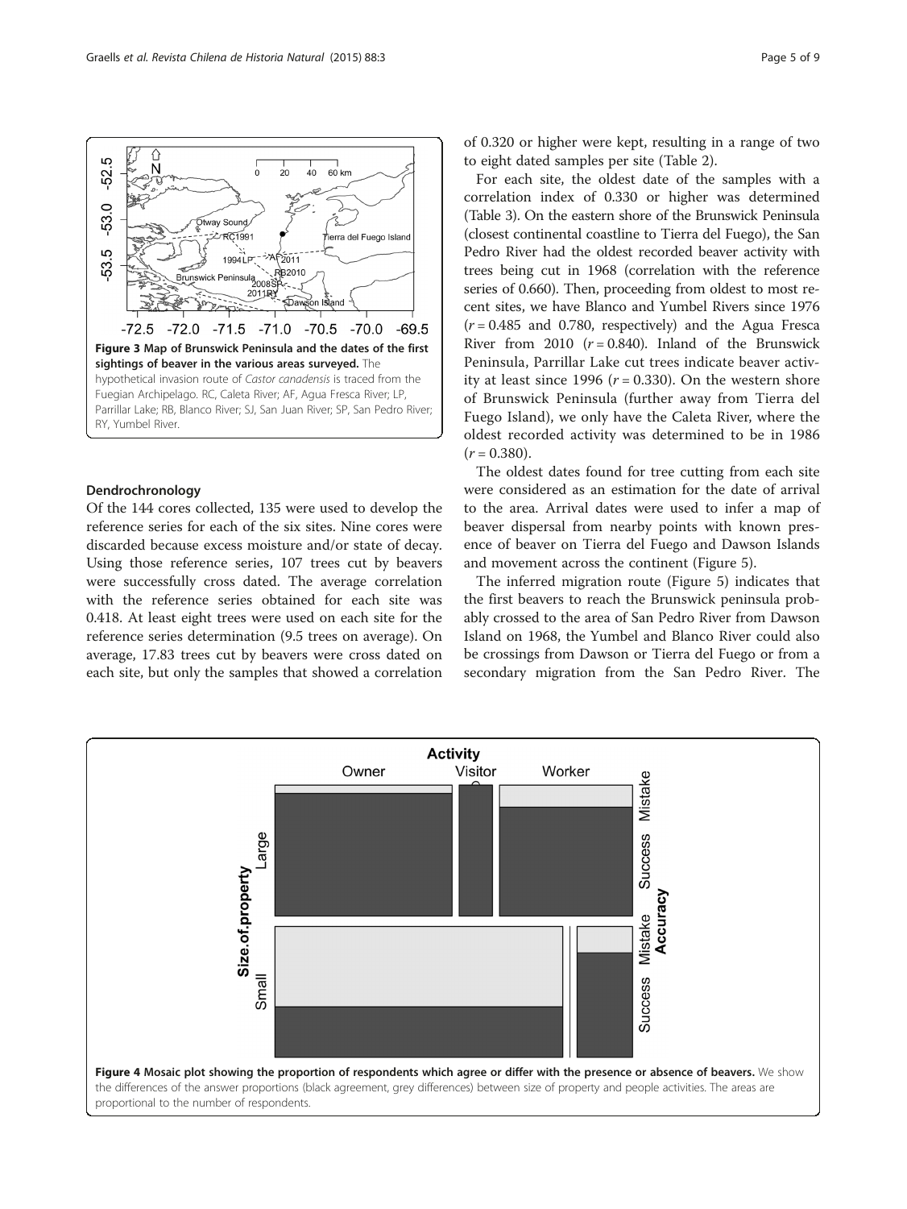Figure 3 Map of Brunswick Peninsula and the dates of the first sightings of beaver in the various areas surveyed. The hypothetical invasion route of *Castor canadensis* is traced from the Fuegian Archipelago. RC, Caleta River; AF, Agua Fresca River; LP, Parrillar Lake; RB, Blanco River; SJ, San Juan River; SP, San Pedro River; RY, Yumbel River.

### Dendrochronology

Of the 144 cores collected, 135 were used to develop the reference series for each of the six sites. Nine cores were discarded because excess moisture and/or state of decay. Using those reference series, 107 trees cut by beavers were successfully cross dated. The average correlation with the reference series obtained for each site was 0.418. At least eight trees were used on each site for the reference series determination (9.5 trees on average). On average, 17.83 trees cut by beavers were cross dated on each site, but only the samples that showed a correlation of 0.320 or higher were kept, resulting in a range of two to eight dated samples per site (Table 2).

For each site, the oldest date of the samples with a correlation index of 0.330 or higher was determined (Table 3). On the eastern shore of the Brunswick Peninsula (closest continental coastline to Tierra del Fuego), the San Pedro River had the oldest recorded beaver activity with trees being cut in 1968 (correlation with the reference series of 0.660). Then, proceeding from oldest to most recent sites, we have Blanco and Yumbel Rivers since 1976 ($r = 0.485$ and 0.780, respectively) and the Agua Fresca River from 2010 ($r = 0.840$). Inland of the Brunswick Peninsula, Parrillar Lake cut trees indicate beaver activity at least since 1996 ($r = 0.330$). On the western shore of Brunswick Peninsula (further away from Tierra del Fuego Island), we only have the Caleta River, where the oldest recorded activity was determined to be in 1986 ($r = 0.380$).

The oldest dates found for tree cutting from each site were considered as an estimation for the date of arrival to the area. Arrival dates were used to infer a map of beaver dispersal from nearby points with known presence of beaver on Tierra del Fuego and Dawson Islands and movement across the continent (Figure 5).

The inferred migration route (Figure 5) indicates that the first beavers to reach the Brunswick peninsula probably crossed to the area of San Pedro River from Dawson Island on 1968, the Yumbel and Blanco River could also be crossings from Dawson or Tierra del Fuego or from a secondary migration from the San Pedro River. The

Figure 4 Mosaic plot showing the proportion of respondents which agree or differ with the presence or absence of beavers. We show the differences of the answer proportions (black agreement, grey differences) between size of property and people activities. The areas are proportional to the number of respondents.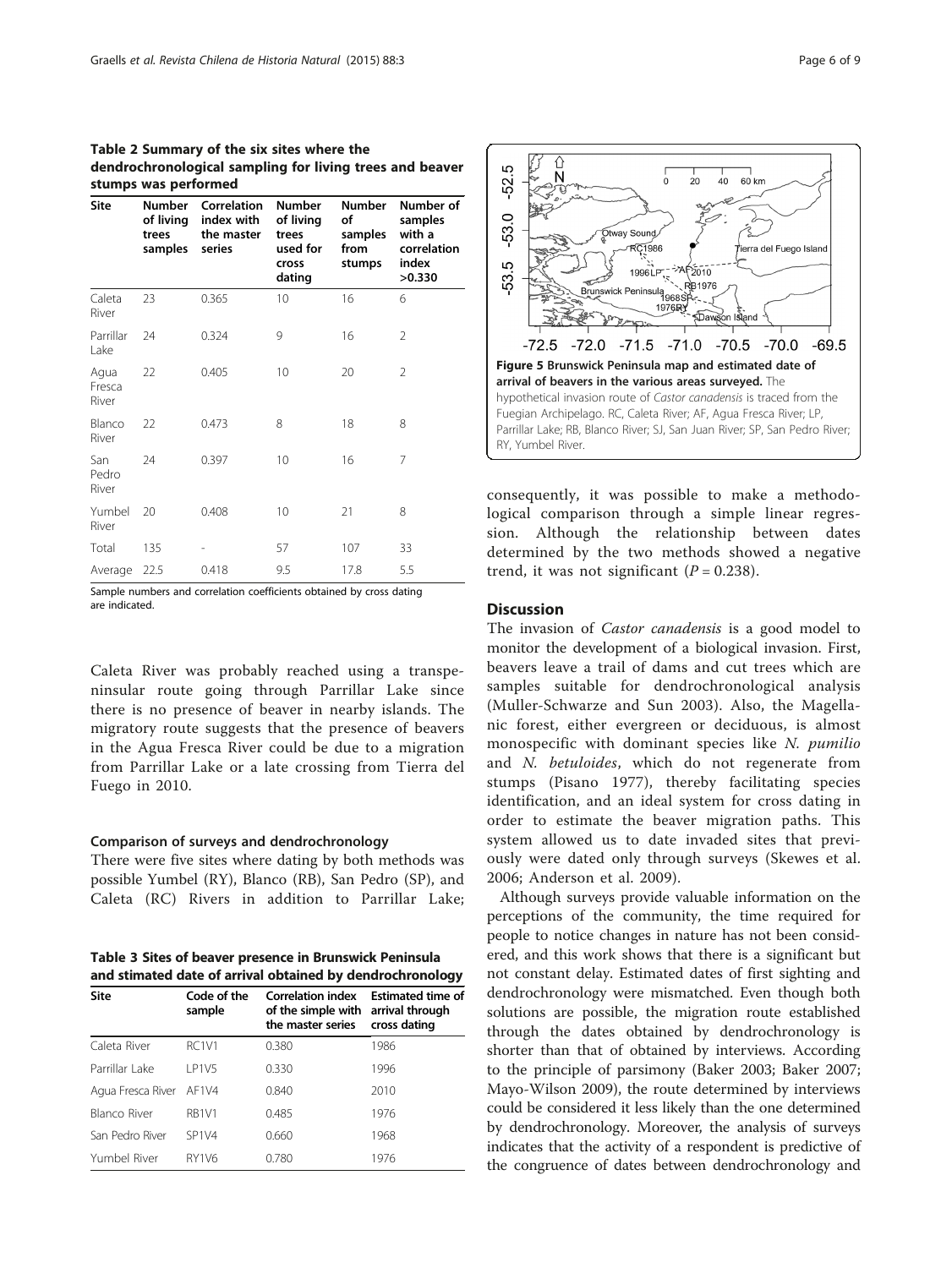**Table 2 Summary of the six sites where the dendrochronological sampling for living trees and beaver stumps was performed**

| Site | Number of living trees samples | Correlation index with the master series | Number of living trees used for cross dating | Number of samples from stumps | Number of samples with a correlation index >0.330 |
|---|---|---|---|---|---|
| Caleta River | 23 | 0.365 | 10 | 16 | 6 |
| Parrillar Lake | 24 | 0.324 | 9 | 16 | 2 |
| Agua Fresca River | 22 | 0.405 | 10 | 20 | 2 |
| Blanco River | 22 | 0.473 | 8 | 18 | 8 |
| San Pedro River | 24 | 0.397 | 10 | 16 | 7 |
| Yumbel River | 20 | 0.408 | 10 | 21 | 8 |
| Total | 135 | - | 57 | 107 | 33 |
| Average | 22.5 | 0.418 | 9.5 | 17.8 | 5.5 |

Sample numbers and correlation coefficients obtained by cross dating are indicated.

Caleta River was probably reached using a transpeninsular route going through Parrillar Lake since there is no presence of beaver in nearby islands. The migratory route suggests that the presence of beavers in the Agua Fresca River could be due to a migration from Parrillar Lake or a late crossing from Tierra del Fuego in 2010.

### Comparison of surveys and dendrochronology

There were five sites where dating by both methods was possible Yumbel (RY), Blanco (RB), San Pedro (SP), and Caleta (RC) Rivers in addition to Parrillar Lake; consequently, it was possible to make a methodological comparison through a simple linear regression. Although the relationship between dates determined by the two methods showed a negative trend, it was not significant ($P = 0.238$).

**Table 3 Sites of beaver presence in Brunswick Peninsula and stimated date of arrival obtained by dendrochronology**

| Site | Code of the sample | Correlation index of the simple with the master series | Estimated time of arrival through cross dating |
|---|---|---|---|
| Caleta River | RC1V1 | 0.380 | 1986 |
| Parrillar Lake | LP1V5 | 0.330 | 1996 |
| Agua Fresca River | AF1V4 | 0.840 | 2010 |
| Blanco River | RB1V1 | 0.485 | 1976 |
| San Pedro River | SP1V4 | 0.660 | 1968 |
| Yumbel River | RY1V6 | 0.780 | 1976 |

**Figure 5 Brunswick Peninsula map and estimated date of arrival of beavers in the various areas surveyed.** The hypothetical invasion route of *Castor canadensis* is traced from the Fuegian Archipelago. RC, Caleta River; AF, Agua Fresca River; LP, Parrillar Lake; RB, Blanco River; SJ, San Juan River; SP, San Pedro River; RY, Yumbel River.

## Discussion

The invasion of *Castor canadensis* is a good model to monitor the development of a biological invasion. First, beavers leave a trail of dams and cut trees which are samples suitable for dendrochronological analysis (Muller-Schwarze and Sun 2003). Also, the Magellanic forest, either evergreen or deciduous, is almost monospecific with dominant species like *N. pumilio* and *N. betuloides*, which do not regenerate from stumps (Pisano 1977), thereby facilitating species identification, and an ideal system for cross dating in order to estimate the beaver migration paths. This system allowed us to date invaded sites that previously were dated only through surveys (Skewes et al. 2006; Anderson et al. 2009).

Although surveys provide valuable information on the perceptions of the community, the time required for people to notice changes in nature has not been considered, and this work shows that there is a significant but not constant delay. Estimated dates of first sighting and dendrochronology were mismatched. Even though both solutions are possible, the migration route established through the dates obtained by dendrochronology is shorter than that of obtained by interviews. According to the principle of parsimony (Baker 2003; Baker 2007; Mayo-Wilson 2009), the route determined by interviews could be considered it less likely than the one determined by dendrochronology. Moreover, the analysis of surveys indicates that the activity of a respondent is predictive of the congruence of dates between dendrochronology and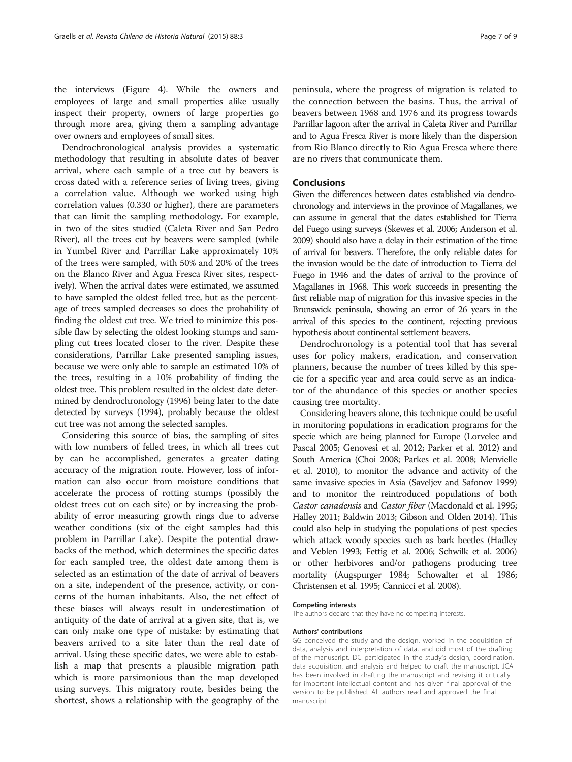the interviews (Figure 4). While the owners and employees of large and small properties alike usually inspect their property, owners of large properties go through more area, giving them a sampling advantage over owners and employees of small sites.

Dendrochronological analysis provides a systematic methodology that resulting in absolute dates of beaver arrival, where each sample of a tree cut by beavers is cross dated with a reference series of living trees, giving a correlation value. Although we worked using high correlation values (0.330 or higher), there are parameters that can limit the sampling methodology. For example, in two of the sites studied (Caleta River and San Pedro River), all the trees cut by beavers were sampled (while in Yumbel River and Parrillar Lake approximately 10% of the trees were sampled, with 50% and 20% of the trees on the Blanco River and Agua Fresca River sites, respectively). When the arrival dates were estimated, we assumed to have sampled the oldest felled tree, but as the percentage of trees sampled decreases so does the probability of finding the oldest cut tree. We tried to minimize this possible flaw by selecting the oldest looking stumps and sampling cut trees located closer to the river. Despite these considerations, Parrillar Lake presented sampling issues, because we were only able to sample an estimated 10% of the trees, resulting in a 10% probability of finding the oldest tree. This problem resulted in the oldest date determined by dendrochronology (1996) being later to the date detected by surveys (1994), probably because the oldest cut tree was not among the selected samples.

Considering this source of bias, the sampling of sites with low numbers of felled trees, in which all trees cut by can be accomplished, generates a greater dating accuracy of the migration route. However, loss of information can also occur from moisture conditions that accelerate the process of rotting stumps (possibly the oldest trees cut on each site) or by increasing the probability of error measuring growth rings due to adverse weather conditions (six of the eight samples had this problem in Parrillar Lake). Despite the potential drawbacks of the method, which determines the specific dates for each sampled tree, the oldest date among them is selected as an estimation of the date of arrival of beavers on a site, independent of the presence, activity, or concerns of the human inhabitants. Also, the net effect of these biases will always result in underestimation of antiquity of the date of arrival at a given site, that is, we can only make one type of mistake: by estimating that beavers arrived to a site later than the real date of arrival. Using these specific dates, we were able to establish a map that presents a plausible migration path which is more parsimonious than the map developed using surveys. This migratory route, besides being the shortest, shows a relationship with the geography of the peninsula, where the progress of migration is related to the connection between the basins. Thus, the arrival of beavers between 1968 and 1976 and its progress towards Parrillar lagoon after the arrival in Caleta River and Parrillar and to Agua Fresca River is more likely than the dispersion from Rio Blanco directly to Rio Agua Fresca where there are no rivers that communicate them.

## Conclusions

Given the differences between dates established via dendrochronology and interviews in the province of Magallanes, we can assume in general that the dates established for Tierra del Fuego using surveys (Skewes et al. 2006; Anderson et al. 2009) should also have a delay in their estimation of the time of arrival for beavers. Therefore, the only reliable dates for the invasion would be the date of introduction to Tierra del Fuego in 1946 and the dates of arrival to the province of Magallanes in 1968. This work succeeds in presenting the first reliable map of migration for this invasive species in the Brunswick peninsula, showing an error of 26 years in the arrival of this species to the continent, rejecting previous hypothesis about continental settlement beavers.

Dendrochronology is a potential tool that has several uses for policy makers, eradication, and conservation planners, because the number of trees killed by this specie for a specific year and area could serve as an indicator of the abundance of this species or another species causing tree mortality.

Considering beavers alone, this technique could be useful in monitoring populations in eradication programs for the specie which are being planned for Europe (Lorvelec and Pascal 2005; Genovesi et al. 2012; Parker et al. 2012) and South America (Choi 2008; Parkes et al. 2008; Menvielle et al. 2010), to monitor the advance and activity of the same invasive species in Asia (Saveljev and Safonov 1999) and to monitor the reintroduced populations of both *Castor canadensis* and *Castor fiber* (Macdonald et al. 1995; Halley 2011; Baldwin 2013; Gibson and Olden 2014). This could also help in studying the populations of pest species which attack woody species such as bark beetles (Hadley and Veblen 1993; Fettig et al. 2006; Schwilk et al. 2006) or other herbivores and/or pathogens producing tree mortality (Augspurger 1984; Schowalter et al. 1986; Christensen et al. 1995; Cannicci et al. 2008).

#### Competing interests

The authors declare that they have no competing interests.

#### Authors' contributions

GG conceived the study and the design, worked in the acquisition of data, analysis and interpretation of data, and did most of the drafting of the manuscript. DC participated in the study's design, coordination, data acquisition, and analysis and helped to draft the manuscript. JCA has been involved in drafting the manuscript and revising it critically for important intellectual content and has given final approval of the version to be published. All authors read and approved the final manuscript.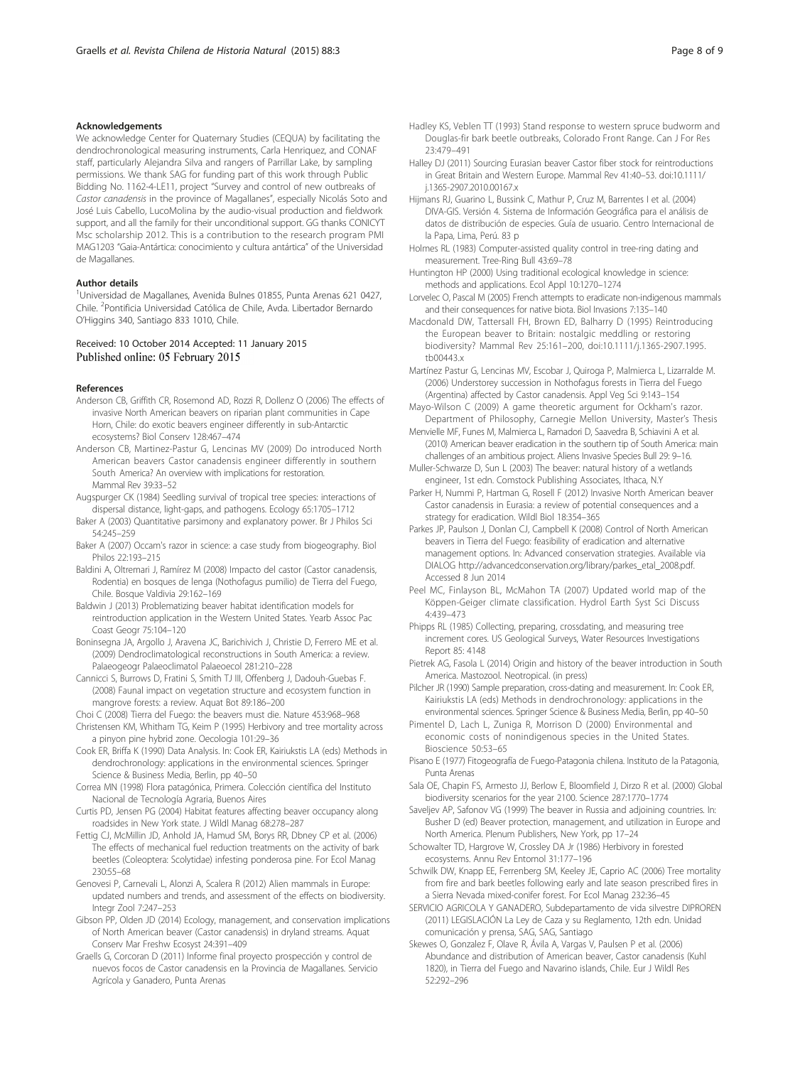## Acknowledgements

We acknowledge Center for Quaternary Studies (CEQUA) by facilitating the dendrochronological measuring instruments, Carla Henriquez, and CONAF staff, particularly Alejandra Silva and rangers of Parrillar Lake, by sampling permissions. We thank SAG for funding part of this work through Public Bidding No. 1162-4-LE11, project "Survey and control of new outbreaks of *Castor canadensis* in the province of Magallanes", especially Nicolás Soto and José Luis Cabello, LucoMolina by the audio-visual production and fieldwork support, and all the family for their unconditional support. GG thanks CONICYT Msc scholarship 2012. This is a contribution to the research program PMI MAG1203 "Gaia-Antártica: conocimiento y cultura antártica" of the Universidad de Magallanes.

## Author details

[1]Universidad de Magallanes, Avenida Bulnes 01855, Punta Arenas 621 0427, Chile. [2]Pontificia Universidad Católica de Chile, Avda. Libertador Bernardo O'Higgins 340, Santiago 833 1010, Chile.

Received: 10 October 2014 Accepted: 11 January 2015
Published online: 05 February 2015

## References

Anderson CB, Griffith CR, Rosemond AD, Rozzi R, Dollenz O (2006) The effects of invasive North American beavers on riparian plant communities in Cape Horn, Chile: do exotic beavers engineer differently in sub-Antarctic ecosystems? Biol Conserv 128:467–474

Anderson CB, Martinez-Pastur G, Lencinas MV (2009) Do introduced North American beavers Castor canadensis engineer differently in southern South America? An overview with implications for restoration. Mammal Rev 39:33–52

Augspurger CK (1984) Seedling survival of tropical tree species: interactions of dispersal distance, light-gaps, and pathogens. Ecology 65:1705–1712

Baker A (2003) Quantitative parsimony and explanatory power. Br J Philos Sci 54:245–259

Baker A (2007) Occam's razor in science: a case study from biogeography. Biol Philos 22:193–215

Baldini A, Oltremari J, Ramírez M (2008) Impacto del castor (Castor canadensis, Rodentia) en bosques de lenga (Nothofagus pumilio) de Tierra del Fuego, Chile. Bosque Valdivia 29:162–169

Baldwin J (2013) Problematizing beaver habitat identification models for reintroduction application in the Western United States. Yearb Assoc Pac Coast Geogr 75:104–120

Boninsegna JA, Argollo J, Aravena JC, Barichivich J, Christie D, Ferrero ME et al. (2009) Dendroclimatological reconstructions in South America: a review. Palaeogeogr Palaeoclimatol Palaeoecol 281:210–228

Cannicci S, Burrows D, Fratini S, Smith TJ III, Offenberg J, Dadouh-Guebas F. (2008) Faunal impact on vegetation structure and ecosystem function in mangrove forests: a review. Aquat Bot 89:186–200

Choi C (2008) Tierra del Fuego: the beavers must die. Nature 453:968–968

Christensen KM, Whitham TG, Keim P (1995) Herbivory and tree mortality across a pinyon pine hybrid zone. Oecologia 101:29–36

Cook ER, Briffa K (1990) Data Analysis. In: Cook ER, Kairiukstis LA (eds) Methods in dendrochronology: applications in the environmental sciences. Springer Science & Business Media, Berlin, pp 40–50

Correa MN (1998) Flora patagónica, Primera. Colección científica del Instituto Nacional de Tecnología Agraria, Buenos Aires

Curtis PD, Jensen PG (2004) Habitat features affecting beaver occupancy along roadsides in New York state. J Wildl Manag 68:278–287

Fettig CJ, McMillin JD, Anhold JA, Hamud SM, Borys RR, Dbney CP et al. (2006) The effects of mechanical fuel reduction treatments on the activity of bark beetles (Coleoptera: Scolytidae) infesting ponderosa pine. For Ecol Manag 230:55–68

Genovesi P, Carnevali L, Alonzi A, Scalera R (2012) Alien mammals in Europe: updated numbers and trends, and assessment of the effects on biodiversity. Integr Zool 7:247–253

Gibson PP, Olden JD (2014) Ecology, management, and conservation implications of North American beaver (Castor canadensis) in dryland streams. Aquat Conserv Mar Freshw Ecosyst 24:391–409

Graells G, Corcoran D (2011) Informe final proyecto prospección y control de nuevos focos de Castor canadensis en la Provincia de Magallanes. Servicio Agrícola y Ganadero, Punta Arenas

Hadley KS, Veblen TT (1993) Stand response to western spruce budworm and Douglas-fir bark beetle outbreaks, Colorado Front Range. Can J For Res 23:479–491

Halley DJ (2011) Sourcing Eurasian beaver Castor fiber stock for reintroductions in Great Britain and Western Europe. Mammal Rev 41:40–53. doi:10.1111/j.1365-2907.2010.00167.x

Hijmans RJ, Guarino L, Bussink C, Mathur P, Cruz M, Barrentes I et al. (2004) DIVA-GIS. Versión 4. Sistema de Información Geográfica para el análisis de datos de distribución de especies. Guía de usuario. Centro Internacional de la Papa, Lima, Perú. 83 p

Holmes RL (1983) Computer-assisted quality control in tree-ring dating and measurement. Tree-Ring Bull 43:69–78

Huntington HP (2000) Using traditional ecological knowledge in science: methods and applications. Ecol Appl 10:1270–1274

Lorvelec O, Pascal M (2005) French attempts to eradicate non-indigenous mammals and their consequences for native biota. Biol Invasions 7:135–140

Macdonald DW, Tattersall FH, Brown ED, Balharry D (1995) Reintroducing the European beaver to Britain: nostalgic meddling or restoring biodiversity? Mammal Rev 25:161–200, doi:10.1111/j.1365-2907.1995.tb00443.x

Martínez Pastur G, Lencinas MV, Escobar J, Quiroga P, Malmierca L, Lizarralde M. (2006) Understorey succession in Nothofagus forests in Tierra del Fuego (Argentina) affected by Castor canadensis. Appl Veg Sci 9:143–154

Mayo-Wilson C (2009) A game theoretic argument for Ockham's razor. Department of Philosophy, Carnegie Mellon University, Master's Thesis

Menvielle MF, Funes M, Malmierca L, Ramadori D, Saavedra B, Schiavini A et al. (2010) American beaver eradication in the southern tip of South America: main challenges of an ambitious project. Aliens Invasive Species Bull 29: 9–16.

Muller-Schwarze D, Sun L (2003) The beaver: natural history of a wetlands engineer, 1st edn. Comstock Publishing Associates, Ithaca, N.Y

Parker H, Nummi P, Hartman G, Rosell F (2012) Invasive North American beaver Castor canadensis in Eurasia: a review of potential consequences and a strategy for eradication. Wildl Biol 18:354–365

Parkes JP, Paulson J, Donlan CJ, Campbell K (2008) Control of North American beavers in Tierra del Fuego: feasibility of eradication and alternative management options. In: Advanced conservation strategies. Available via DIALOG http://advancedconservation.org/library/parkes_etal_2008.pdf. Accessed 8 Jun 2014

Peel MC, Finlayson BL, McMahon TA (2007) Updated world map of the Köppen-Geiger climate classification. Hydrol Earth Syst Sci Discuss 4:439–473

Phipps RL (1985) Collecting, preparing, crossdating, and measuring tree increment cores. US Geological Surveys, Water Resources Investigations Report 85: 4148

Pietrek AG, Fasola L (2014) Origin and history of the beaver introduction in South America. Mastozool. Neotropical. (in press)

Pilcher JR (1990) Sample preparation, cross-dating and measurement. In: Cook ER, Kairiukstis LA (eds) Methods in dendrochronology: applications in the environmental sciences. Springer Science & Business Media, Berlin, pp 40–50

Pimentel D, Lach L, Zuniga R, Morrison D (2000) Environmental and economic costs of nonindigenous species in the United States. Bioscience 50:53–65

Pisano E (1977) Fitogeografía de Fuego-Patagonia chilena. Instituto de la Patagonia, Punta Arenas

Sala OE, Chapin FS, Armesto JJ, Berlow E, Bloomfield J, Dirzo R et al. (2000) Global biodiversity scenarios for the year 2100. Science 287:1770–1774

Saveljev AP, Safonov VG (1999) The beaver in Russia and adjoining countries. In: Busher D (ed) Beaver protection, management, and utilization in Europe and North America. Plenum Publishers, New York, pp 17–24

Schowalter TD, Hargrove W, Crossley DA Jr (1986) Herbivory in forested ecosystems. Annu Rev Entomol 31:177–196

Schwilk DW, Knapp EE, Ferrenberg SM, Keeley JE, Caprio AC (2006) Tree mortality from fire and bark beetles following early and late season prescribed fires in a Sierra Nevada mixed-conifer forest. For Ecol Manag 232:36–45

SERVICIO AGRICOLA Y GANADERO, Subdepartamento de vida silvestre DIPROREN (2011) LEGISLACIÓN La Ley de Caza y su Reglamento, 12th edn. Unidad comunicación y prensa, SAG, SAG, Santiago

Skewes O, Gonzalez F, Olave R, Ávila A, Vargas V, Paulsen P et al. (2006) Abundance and distribution of American beaver, Castor canadensis (Kuhl 1820), in Tierra del Fuego and Navarino islands, Chile. Eur J Wildl Res 52:292–296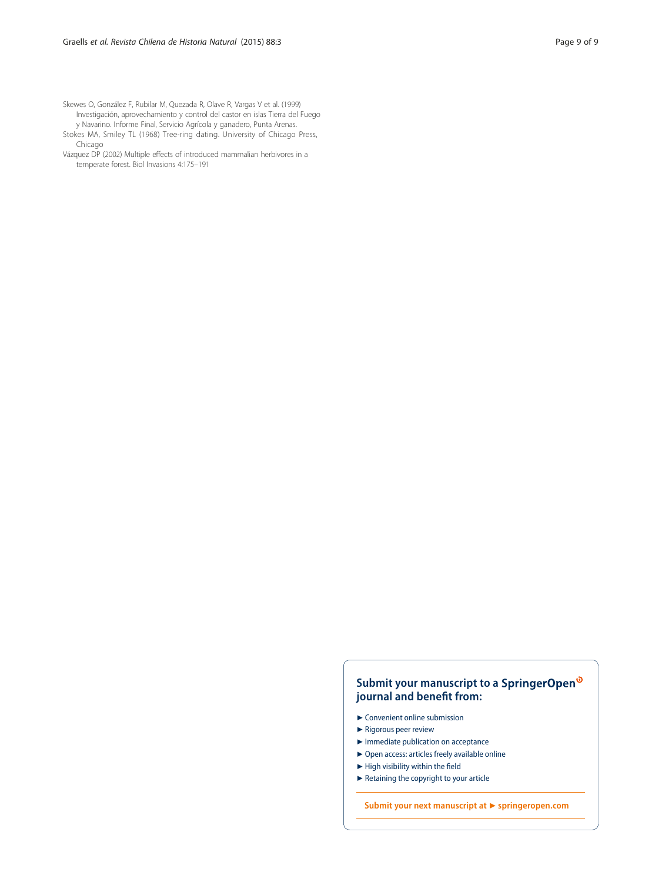Skewes O, González F, Rubilar M, Quezada R, Olave R, Vargas V et al. (1999) Investigación, aprovechamiento y control del castor en islas Tierra del Fuego y Navarino. Informe Final, Servicio Agrícola y ganadero, Punta Arenas.

Stokes MA, Smiley TL (1968) Tree-ring dating. University of Chicago Press, Chicago

Vázquez DP (2002) Multiple effects of introduced mammalian herbivores in a temperate forest. Biol Invasions 4:175–191

**Submit your manuscript to a SpringerOpen journal and benefit from:**

- ► Convenient online submission
- ► Rigorous peer review
- ► Immediate publication on acceptance
- ► Open access: articles freely available online
- ► High visibility within the field
- ► Retaining the copyright to your article

**Submit your next manuscript at ► springeropen.com**